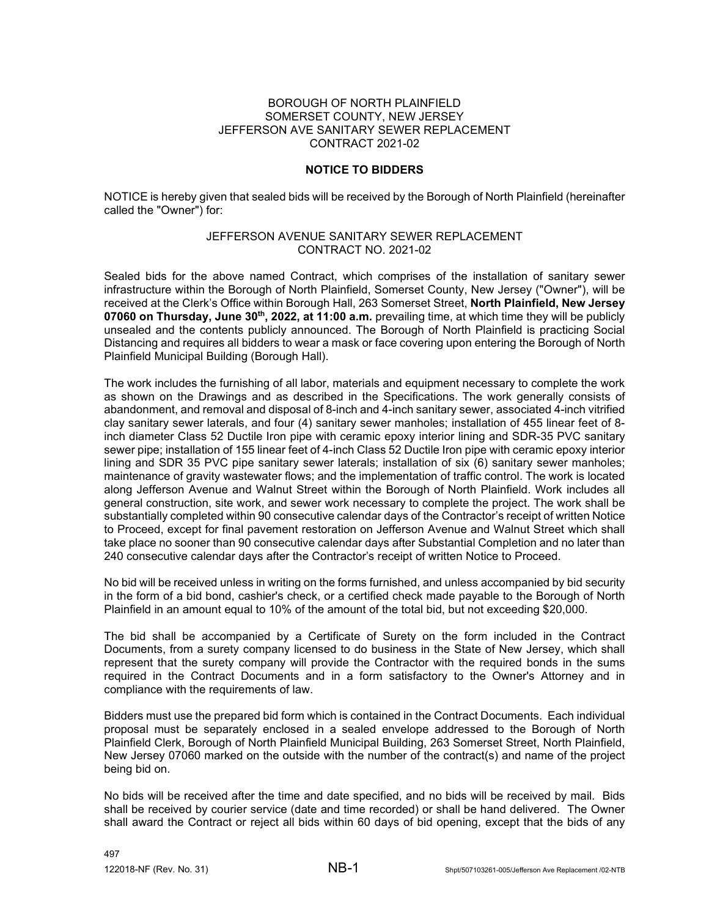BOROUGH OF NORTH PLAINFIELD
SOMERSET COUNTY, NEW JERSEY
JEFFERSON AVE SANITARY SEWER REPLACEMENT
CONTRACT 2021-02

## NOTICE TO BIDDERS

NOTICE is hereby given that sealed bids will be received by the Borough of North Plainfield (hereinafter called the "Owner") for:

JEFFERSON AVENUE SANITARY SEWER REPLACEMENT
CONTRACT NO. 2021-02

Sealed bids for the above named Contract, which comprises of the installation of sanitary sewer infrastructure within the Borough of North Plainfield, Somerset County, New Jersey ("Owner"), will be received at the Clerk's Office within Borough Hall, 263 Somerset Street, **North Plainfield, New Jersey 07060 on Thursday, June 30th, 2022, at 11:00 a.m.** prevailing time, at which time they will be publicly unsealed and the contents publicly announced. The Borough of North Plainfield is practicing Social Distancing and requires all bidders to wear a mask or face covering upon entering the Borough of North Plainfield Municipal Building (Borough Hall).

The work includes the furnishing of all labor, materials and equipment necessary to complete the work as shown on the Drawings and as described in the Specifications. The work generally consists of abandonment, and removal and disposal of 8-inch and 4-inch sanitary sewer, associated 4-inch vitrified clay sanitary sewer laterals, and four (4) sanitary sewer manholes; installation of 455 linear feet of 8-inch diameter Class 52 Ductile Iron pipe with ceramic epoxy interior lining and SDR-35 PVC sanitary sewer pipe; installation of 155 linear feet of 4-inch Class 52 Ductile Iron pipe with ceramic epoxy interior lining and SDR 35 PVC pipe sanitary sewer laterals; installation of six (6) sanitary sewer manholes; maintenance of gravity wastewater flows; and the implementation of traffic control. The work is located along Jefferson Avenue and Walnut Street within the Borough of North Plainfield. Work includes all general construction, site work, and sewer work necessary to complete the project. The work shall be substantially completed within 90 consecutive calendar days of the Contractor's receipt of written Notice to Proceed, except for final pavement restoration on Jefferson Avenue and Walnut Street which shall take place no sooner than 90 consecutive calendar days after Substantial Completion and no later than 240 consecutive calendar days after the Contractor's receipt of written Notice to Proceed.

No bid will be received unless in writing on the forms furnished, and unless accompanied by bid security in the form of a bid bond, cashier's check, or a certified check made payable to the Borough of North Plainfield in an amount equal to 10% of the amount of the total bid, but not exceeding $20,000.

The bid shall be accompanied by a Certificate of Surety on the form included in the Contract Documents, from a surety company licensed to do business in the State of New Jersey, which shall represent that the surety company will provide the Contractor with the required bonds in the sums required in the Contract Documents and in a form satisfactory to the Owner's Attorney and in compliance with the requirements of law.

Bidders must use the prepared bid form which is contained in the Contract Documents. Each individual proposal must be separately enclosed in a sealed envelope addressed to the Borough of North Plainfield Clerk, Borough of North Plainfield Municipal Building, 263 Somerset Street, North Plainfield, New Jersey 07060 marked on the outside with the number of the contract(s) and name of the project being bid on.

No bids will be received after the time and date specified, and no bids will be received by mail. Bids shall be received by courier service (date and time recorded) or shall be hand delivered. The Owner shall award the Contract or reject all bids within 60 days of bid opening, except that the bids of any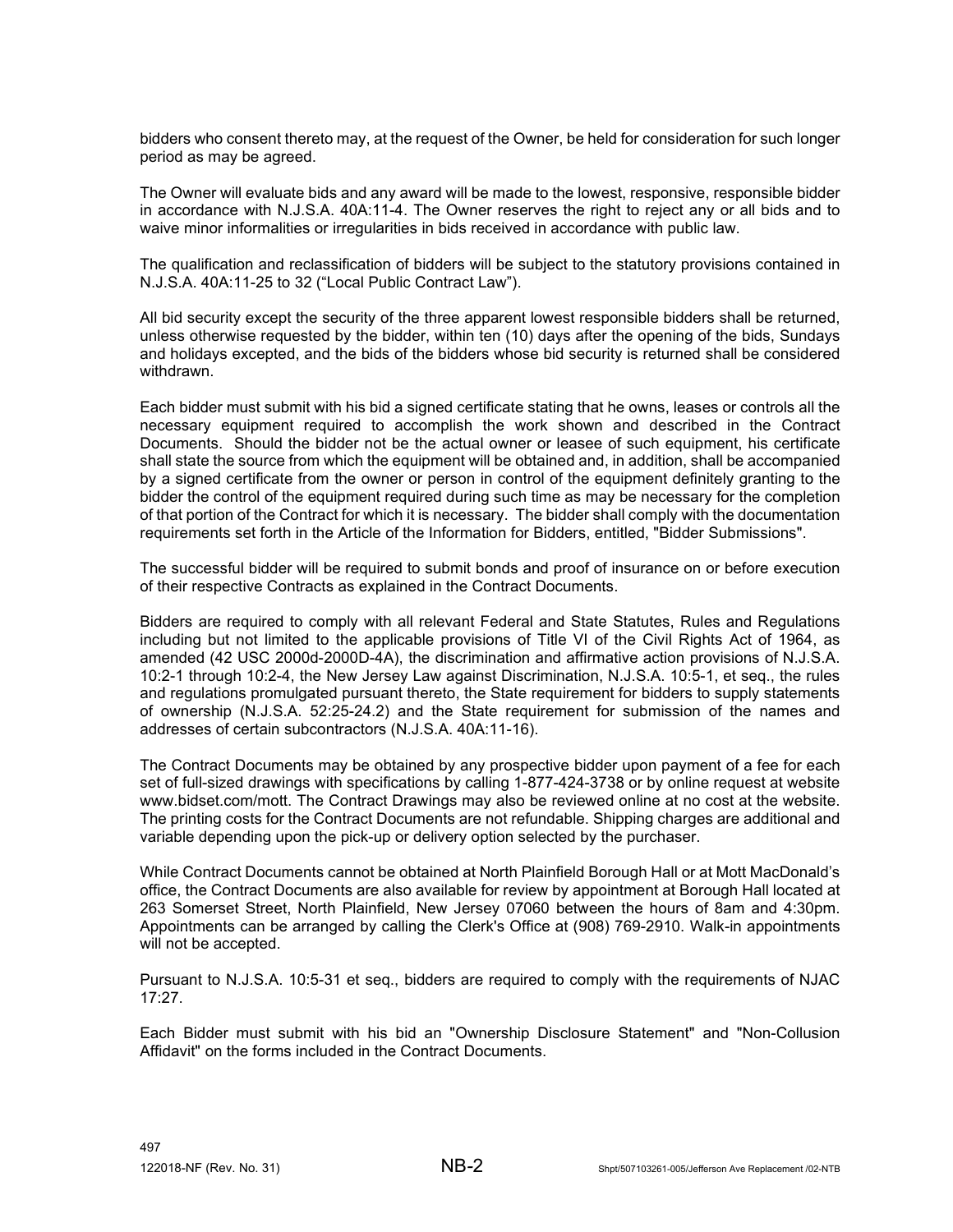bidders who consent thereto may, at the request of the Owner, be held for consideration for such longer period as may be agreed.

The Owner will evaluate bids and any award will be made to the lowest, responsive, responsible bidder in accordance with N.J.S.A. 40A:11-4. The Owner reserves the right to reject any or all bids and to waive minor informalities or irregularities in bids received in accordance with public law.

The qualification and reclassification of bidders will be subject to the statutory provisions contained in N.J.S.A. 40A:11-25 to 32 ("Local Public Contract Law").

All bid security except the security of the three apparent lowest responsible bidders shall be returned, unless otherwise requested by the bidder, within ten (10) days after the opening of the bids, Sundays and holidays excepted, and the bids of the bidders whose bid security is returned shall be considered withdrawn.

Each bidder must submit with his bid a signed certificate stating that he owns, leases or controls all the necessary equipment required to accomplish the work shown and described in the Contract Documents. Should the bidder not be the actual owner or leasee of such equipment, his certificate shall state the source from which the equipment will be obtained and, in addition, shall be accompanied by a signed certificate from the owner or person in control of the equipment definitely granting to the bidder the control of the equipment required during such time as may be necessary for the completion of that portion of the Contract for which it is necessary. The bidder shall comply with the documentation requirements set forth in the Article of the Information for Bidders, entitled, "Bidder Submissions".

The successful bidder will be required to submit bonds and proof of insurance on or before execution of their respective Contracts as explained in the Contract Documents.

Bidders are required to comply with all relevant Federal and State Statutes, Rules and Regulations including but not limited to the applicable provisions of Title VI of the Civil Rights Act of 1964, as amended (42 USC 2000d-2000D-4A), the discrimination and affirmative action provisions of N.J.S.A. 10:2-1 through 10:2-4, the New Jersey Law against Discrimination, N.J.S.A. 10:5-1, et seq., the rules and regulations promulgated pursuant thereto, the State requirement for bidders to supply statements of ownership (N.J.S.A. 52:25-24.2) and the State requirement for submission of the names and addresses of certain subcontractors (N.J.S.A. 40A:11-16).

The Contract Documents may be obtained by any prospective bidder upon payment of a fee for each set of full-sized drawings with specifications by calling 1-877-424-3738 or by online request at website www.bidset.com/mott. The Contract Drawings may also be reviewed online at no cost at the website. The printing costs for the Contract Documents are not refundable. Shipping charges are additional and variable depending upon the pick-up or delivery option selected by the purchaser.

While Contract Documents cannot be obtained at North Plainfield Borough Hall or at Mott MacDonald's office, the Contract Documents are also available for review by appointment at Borough Hall located at 263 Somerset Street, North Plainfield, New Jersey 07060 between the hours of 8am and 4:30pm. Appointments can be arranged by calling the Clerk's Office at (908) 769-2910. Walk-in appointments will not be accepted.

Pursuant to N.J.S.A. 10:5-31 et seq., bidders are required to comply with the requirements of NJAC 17:27.

Each Bidder must submit with his bid an "Ownership Disclosure Statement" and "Non-Collusion Affidavit" on the forms included in the Contract Documents.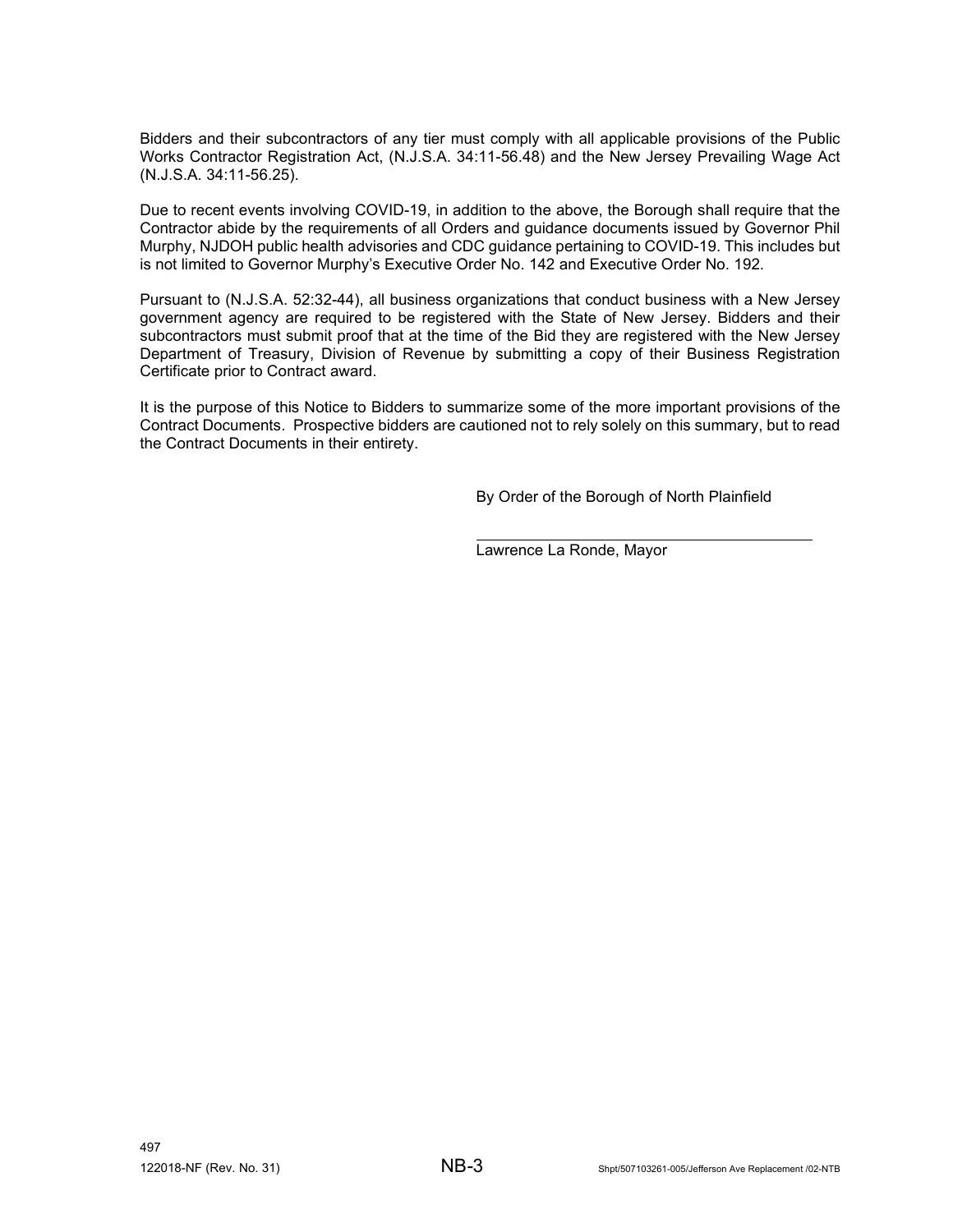Bidders and their subcontractors of any tier must comply with all applicable provisions of the Public Works Contractor Registration Act, (N.J.S.A. 34:11-56.48) and the New Jersey Prevailing Wage Act (N.J.S.A. 34:11-56.25).

Due to recent events involving COVID-19, in addition to the above, the Borough shall require that the Contractor abide by the requirements of all Orders and guidance documents issued by Governor Phil Murphy, NJDOH public health advisories and CDC guidance pertaining to COVID-19. This includes but is not limited to Governor Murphy's Executive Order No. 142 and Executive Order No. 192.

Pursuant to (N.J.S.A. 52:32-44), all business organizations that conduct business with a New Jersey government agency are required to be registered with the State of New Jersey. Bidders and their subcontractors must submit proof that at the time of the Bid they are registered with the New Jersey Department of Treasury, Division of Revenue by submitting a copy of their Business Registration Certificate prior to Contract award.

It is the purpose of this Notice to Bidders to summarize some of the more important provisions of the Contract Documents. Prospective bidders are cautioned not to rely solely on this summary, but to read the Contract Documents in their entirety.

By Order of the Borough of North Plainfield

\_\_\_\_\_\_\_\_\_\_\_\_\_\_\_\_\_\_\_\_\_\_\_\_\_\_\_\_\_\_\_\_\_\_\_\_\_\_\_\_

Lawrence La Ronde, Mayor

497
122018-NF (Rev. No. 31) NB-3 Shpt/507103261-005/Jefferson Ave Replacement /02-NTB